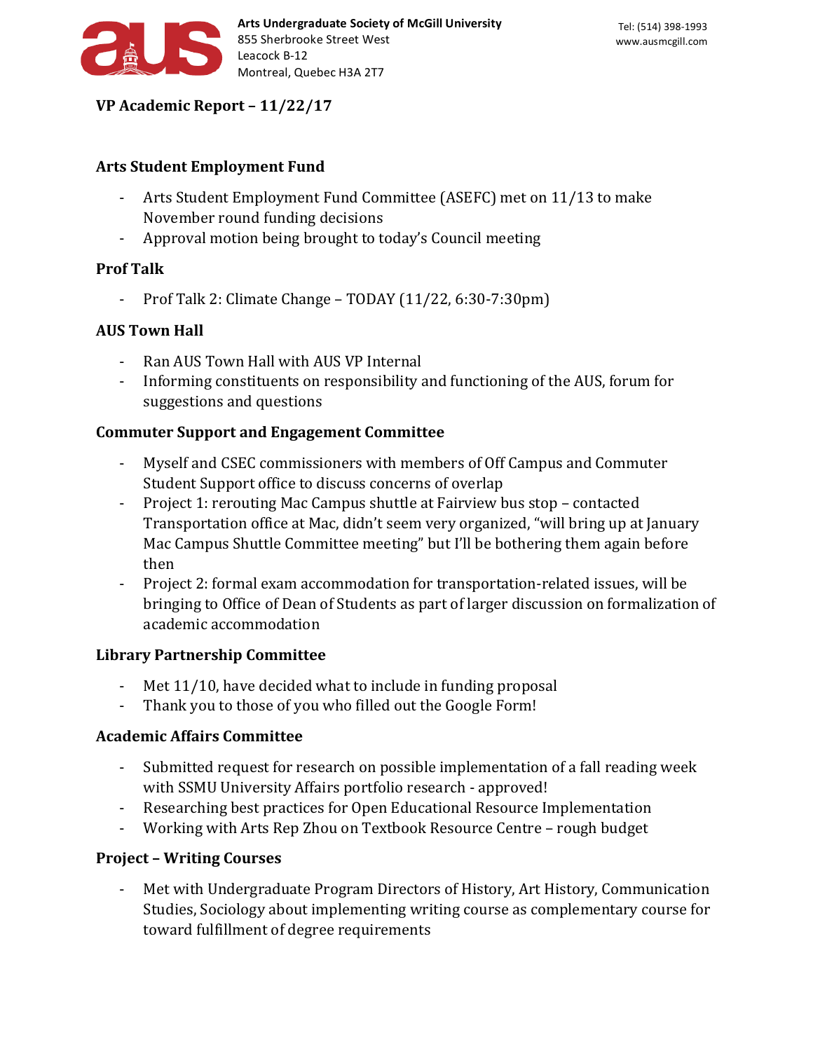**Arts Undergraduate Society of McGill University**
855 Sherbrooke Street West
Leacock B-12
Montreal, Quebec H3A 2T7

Tel: (514) 398-1993
www.ausmcgill.com

# VP Academic Report – 11/22/17

## Arts Student Employment Fund

- Arts Student Employment Fund Committee (ASEFC) met on 11/13 to make November round funding decisions
- Approval motion being brought to today's Council meeting

## Prof Talk

- Prof Talk 2: Climate Change – TODAY (11/22, 6:30-7:30pm)

## AUS Town Hall

- Ran AUS Town Hall with AUS VP Internal
- Informing constituents on responsibility and functioning of the AUS, forum for suggestions and questions

## Commuter Support and Engagement Committee

- Myself and CSEC commissioners with members of Off Campus and Commuter Student Support office to discuss concerns of overlap
- Project 1: rerouting Mac Campus shuttle at Fairview bus stop – contacted Transportation office at Mac, didn't seem very organized, "will bring up at January Mac Campus Shuttle Committee meeting" but I'll be bothering them again before then
- Project 2: formal exam accommodation for transportation-related issues, will be bringing to Office of Dean of Students as part of larger discussion on formalization of academic accommodation

## Library Partnership Committee

- Met 11/10, have decided what to include in funding proposal
- Thank you to those of you who filled out the Google Form!

## Academic Affairs Committee

- Submitted request for research on possible implementation of a fall reading week with SSMU University Affairs portfolio research - approved!
- Researching best practices for Open Educational Resource Implementation
- Working with Arts Rep Zhou on Textbook Resource Centre – rough budget

## Project – Writing Courses

- Met with Undergraduate Program Directors of History, Art History, Communication Studies, Sociology about implementing writing course as complementary course for toward fulfillment of degree requirements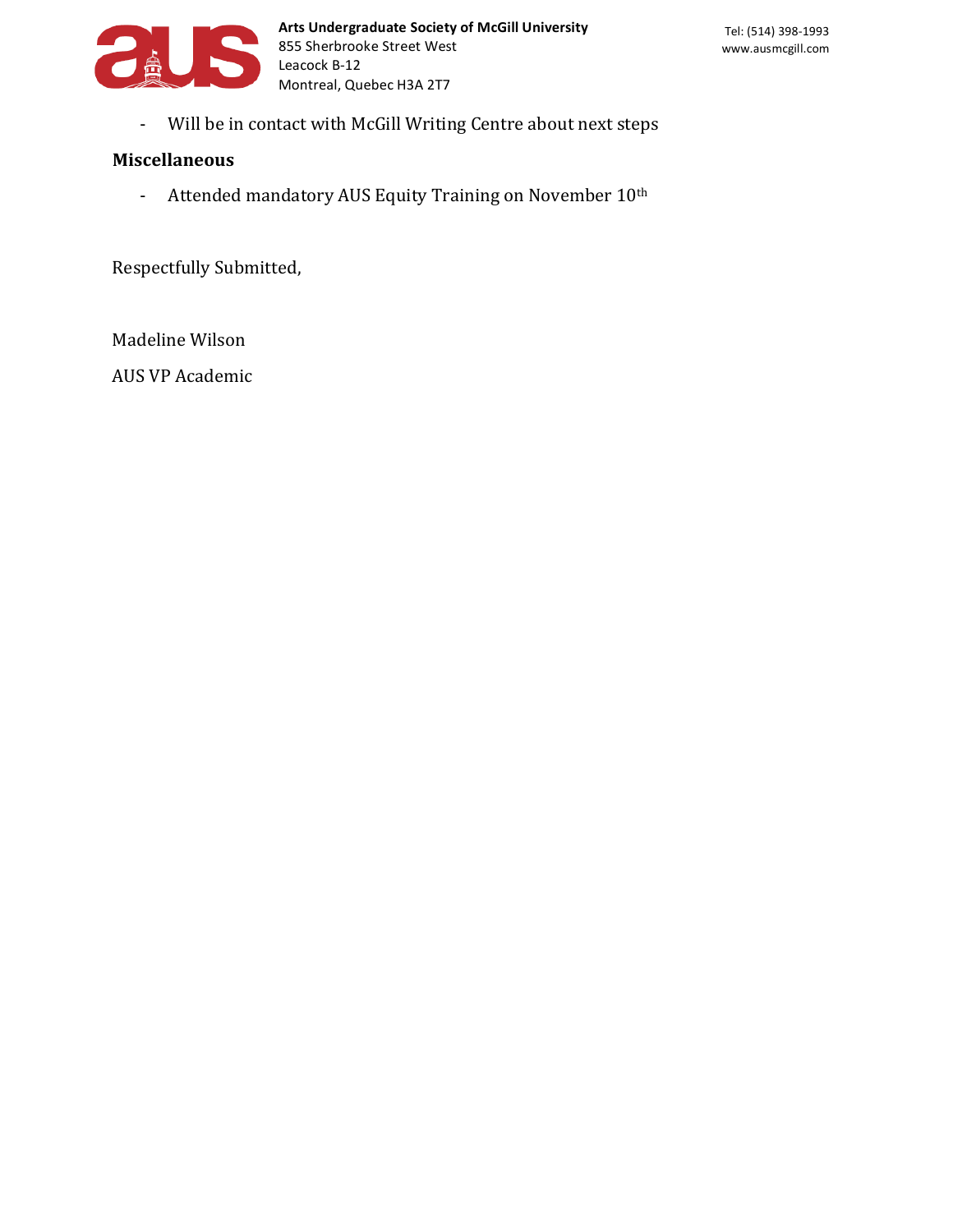- Will be in contact with McGill Writing Centre about next steps

**Miscellaneous**

- Attended mandatory AUS Equity Training on November 10th

Respectfully Submitted,

Madeline Wilson

AUS VP Academic